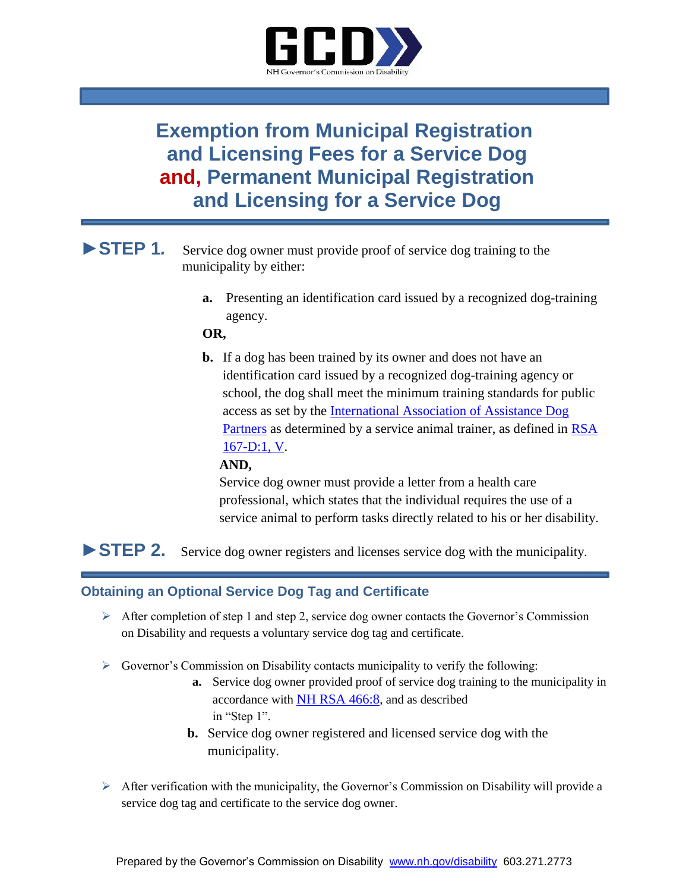GCD

NH Governor's Commission on Disability

# Exemption from Municipal Registration and Licensing Fees for a Service Dog and, Permanent Municipal Registration and Licensing for a Service Dog

**►STEP 1.** Service dog owner must provide proof of service dog training to the municipality by either:

**a.** Presenting an identification card issued by a recognized dog-training agency.

**OR,**

**b.** If a dog has been trained by its owner and does not have an identification card issued by a recognized dog-training agency or school, the dog shall meet the minimum training standards for public access as set by the International Association of Assistance Dog Partners as determined by a service animal trainer, as defined in RSA 167-D:1, V.

**AND,**

Service dog owner must provide a letter from a health care professional, which states that the individual requires the use of a service animal to perform tasks directly related to his or her disability.

**►STEP 2.** Service dog owner registers and licenses service dog with the municipality.

## Obtaining an Optional Service Dog Tag and Certificate

- After completion of step 1 and step 2, service dog owner contacts the Governor's Commission on Disability and requests a voluntary service dog tag and certificate.

- Governor's Commission on Disability contacts municipality to verify the following:
  - **a.** Service dog owner provided proof of service dog training to the municipality in accordance with NH RSA 466:8, and as described in "Step 1".
  - **b.** Service dog owner registered and licensed service dog with the municipality.

- After verification with the municipality, the Governor's Commission on Disability will provide a service dog tag and certificate to the service dog owner.

Prepared by the Governor's Commission on Disability www.nh.gov/disability 603.271.2773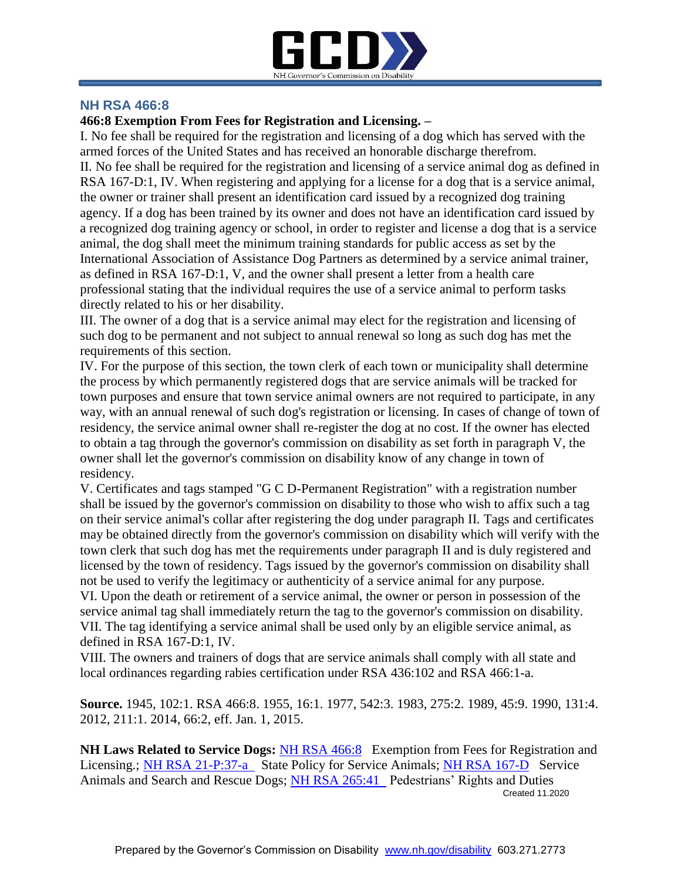## NH RSA 466:8

**466:8 Exemption From Fees for Registration and Licensing. –**

I. No fee shall be required for the registration and licensing of a dog which has served with the armed forces of the United States and has received an honorable discharge therefrom.

II. No fee shall be required for the registration and licensing of a service animal dog as defined in RSA 167-D:1, IV. When registering and applying for a license for a dog that is a service animal, the owner or trainer shall present an identification card issued by a recognized dog training agency. If a dog has been trained by its owner and does not have an identification card issued by a recognized dog training agency or school, in order to register and license a dog that is a service animal, the dog shall meet the minimum training standards for public access as set by the International Association of Assistance Dog Partners as determined by a service animal trainer, as defined in RSA 167-D:1, V, and the owner shall present a letter from a health care professional stating that the individual requires the use of a service animal to perform tasks directly related to his or her disability.

III. The owner of a dog that is a service animal may elect for the registration and licensing of such dog to be permanent and not subject to annual renewal so long as such dog has met the requirements of this section.

IV. For the purpose of this section, the town clerk of each town or municipality shall determine the process by which permanently registered dogs that are service animals will be tracked for town purposes and ensure that town service animal owners are not required to participate, in any way, with an annual renewal of such dog's registration or licensing. In cases of change of town of residency, the service animal owner shall re-register the dog at no cost. If the owner has elected to obtain a tag through the governor's commission on disability as set forth in paragraph V, the owner shall let the governor's commission on disability know of any change in town of residency.

V. Certificates and tags stamped "G C D-Permanent Registration" with a registration number shall be issued by the governor's commission on disability to those who wish to affix such a tag on their service animal's collar after registering the dog under paragraph II. Tags and certificates may be obtained directly from the governor's commission on disability which will verify with the town clerk that such dog has met the requirements under paragraph II and is duly registered and licensed by the town of residency. Tags issued by the governor's commission on disability shall not be used to verify the legitimacy or authenticity of a service animal for any purpose.

VI. Upon the death or retirement of a service animal, the owner or person in possession of the service animal tag shall immediately return the tag to the governor's commission on disability.

VII. The tag identifying a service animal shall be used only by an eligible service animal, as defined in RSA 167-D:1, IV.

VIII. The owners and trainers of dogs that are service animals shall comply with all state and local ordinances regarding rabies certification under RSA 436:102 and RSA 466:1-a.

**Source.** 1945, 102:1. RSA 466:8. 1955, 16:1. 1977, 542:3. 1983, 275:2. 1989, 45:9. 1990, 131:4. 2012, 211:1. 2014, 66:2, eff. Jan. 1, 2015.

**NH Laws Related to Service Dogs:** NH RSA 466:8 Exemption from Fees for Registration and Licensing.; NH RSA 21-P:37-a State Policy for Service Animals; NH RSA 167-D Service Animals and Search and Rescue Dogs; NH RSA 265:41 Pedestrians' Rights and Duties

Created 11.2020